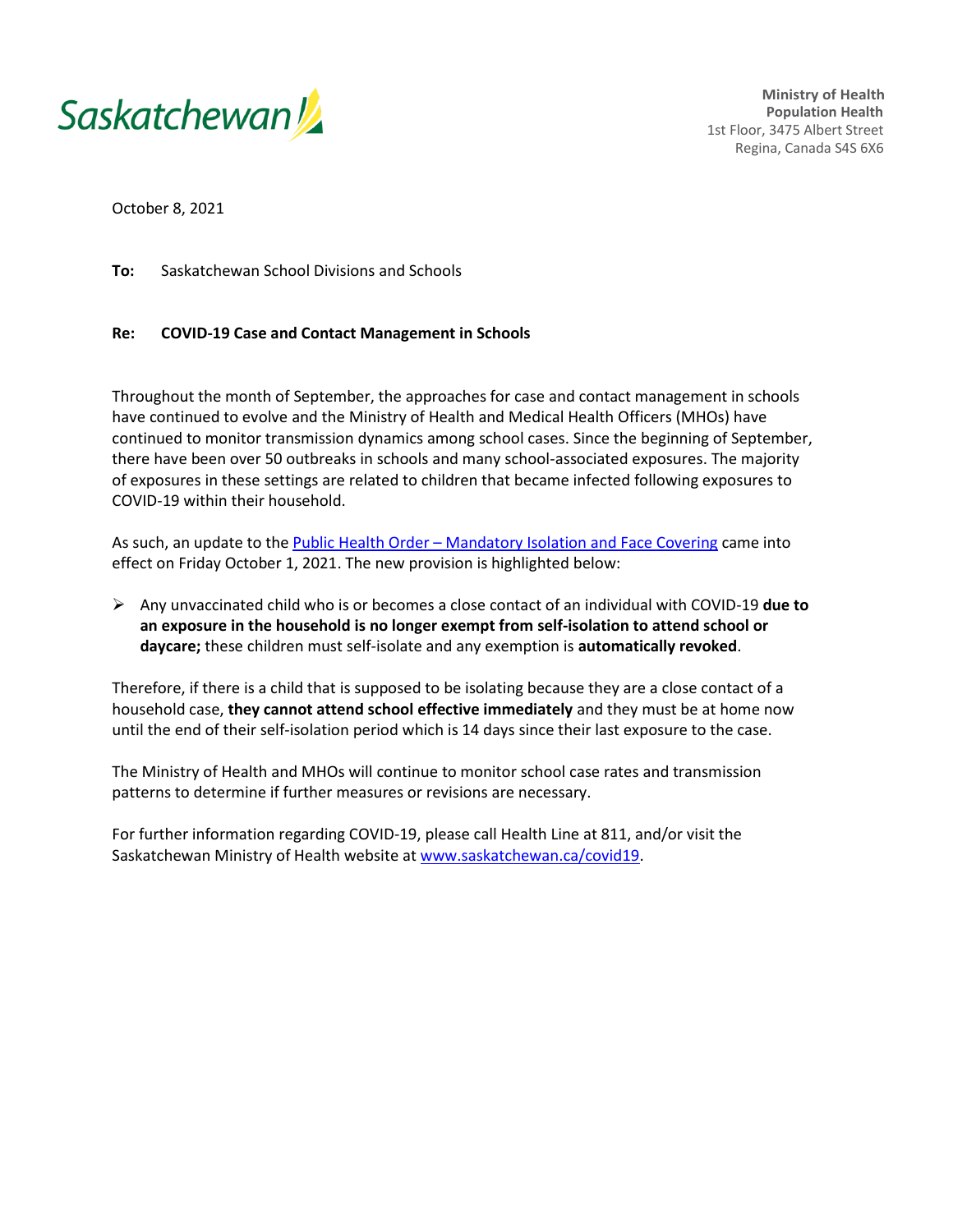Saskatchewan

**Ministry of Health**
**Population Health**
1st Floor, 3475 Albert Street
Regina, Canada S4S 6X6

October 8, 2021

**To:** Saskatchewan School Divisions and Schools

**Re:** **COVID-19 Case and Contact Management in Schools**

Throughout the month of September, the approaches for case and contact management in schools have continued to evolve and the Ministry of Health and Medical Health Officers (MHOs) have continued to monitor transmission dynamics among school cases. Since the beginning of September, there have been over 50 outbreaks in schools and many school-associated exposures. The majority of exposures in these settings are related to children that became infected following exposures to COVID-19 within their household.

As such, an update to the [Public Health Order – Mandatory Isolation and Face Covering] came into effect on Friday October 1, 2021. The new provision is highlighted below:

- Any unvaccinated child who is or becomes a close contact of an individual with COVID-19 **due to an exposure in the household is no longer exempt from self-isolation to attend school or daycare;** these children must self-isolate and any exemption is **automatically revoked**.

Therefore, if there is a child that is supposed to be isolating because they are a close contact of a household case, **they cannot attend school effective immediately** and they must be at home now until the end of their self-isolation period which is 14 days since their last exposure to the case.

The Ministry of Health and MHOs will continue to monitor school case rates and transmission patterns to determine if further measures or revisions are necessary.

For further information regarding COVID-19, please call Health Line at 811, and/or visit the Saskatchewan Ministry of Health website at www.saskatchewan.ca/covid19.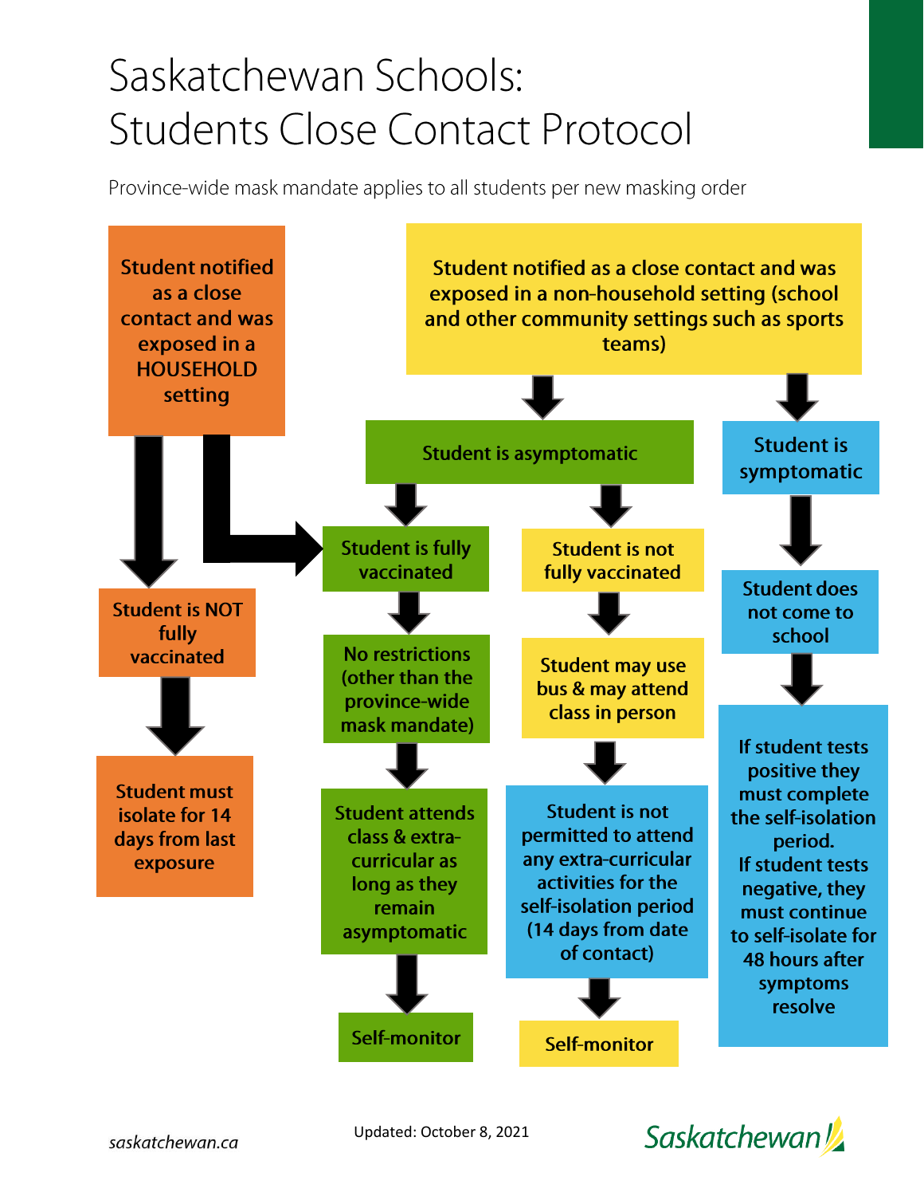# Saskatchewan Schools: Students Close Contact Protocol

Province-wide mask mandate applies to all students per new masking order

Student notified as a close contact and was exposed in a HOUSEHOLD setting

Student is NOT fully vaccinated

Student must isolate for 14 days from last exposure

Student notified as a close contact and was exposed in a non-household setting (school and other community settings such as sports teams)

Student is asymptomatic

Student is fully vaccinated

No restrictions (other than the province-wide mask mandate)

Student attends class & extra-curricular as long as they remain asymptomatic

Self-monitor

Student is not fully vaccinated

Student may use bus & may attend class in person

Student is not permitted to attend any extra-curricular activities for the self-isolation period (14 days from date of contact)

Self-monitor

Student is symptomatic

Student does not come to school

If student tests positive they must complete the self-isolation period.
If student tests negative, they must continue to self-isolate for 48 hours after symptoms resolve

*saskatchewan.ca*

Updated: October 8, 2021

Saskatchewan